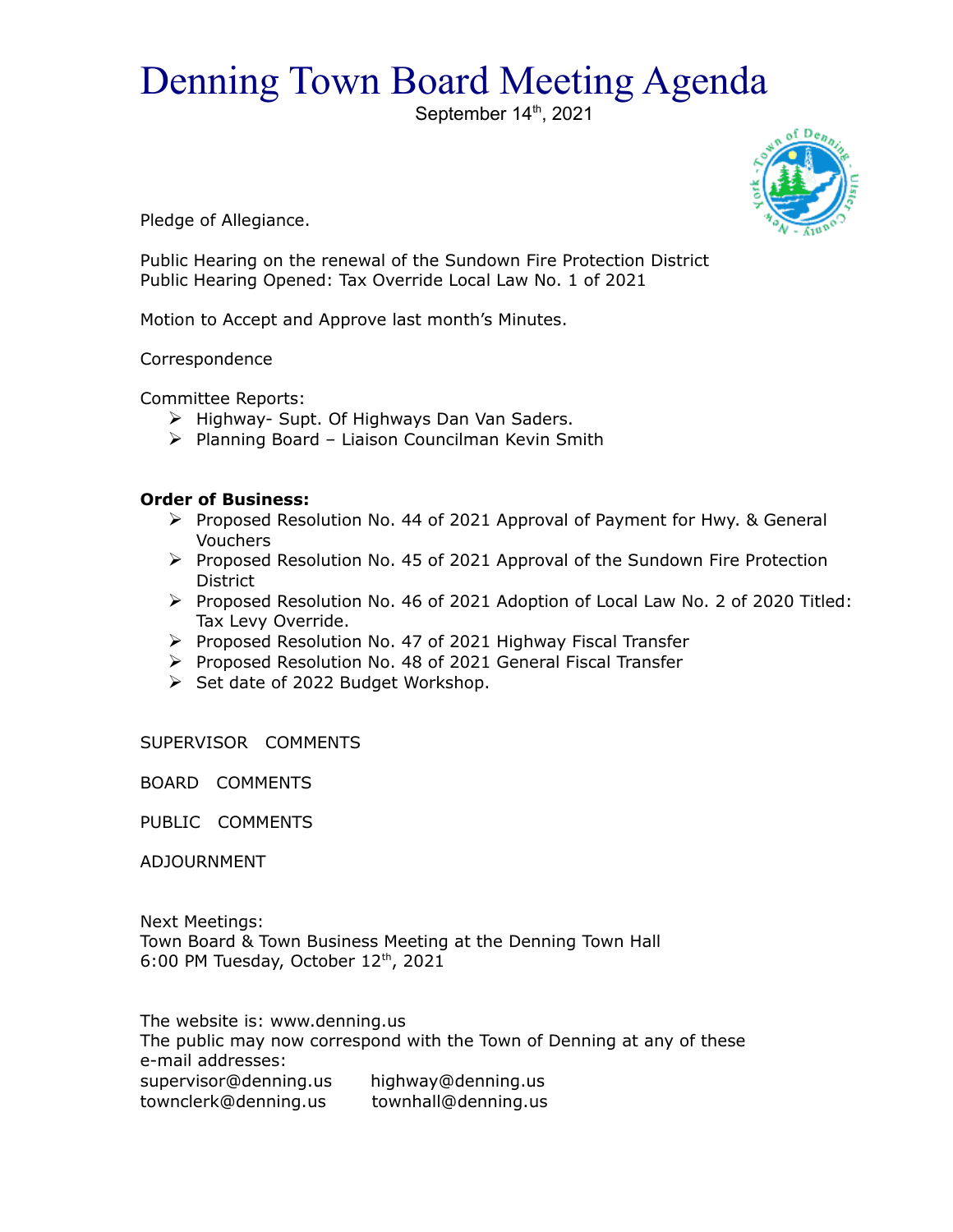# Denning Town Board Meeting Agenda

September 14th, 2021

Pledge of Allegiance.

Public Hearing on the renewal of the Sundown Fire Protection District
Public Hearing Opened: Tax Override Local Law No. 1 of 2021

Motion to Accept and Approve last month's Minutes.

Correspondence

Committee Reports:

- Highway- Supt. Of Highways Dan Van Saders.
- Planning Board – Liaison Councilman Kevin Smith

**Order of Business:**

- Proposed Resolution No. 44 of 2021 Approval of Payment for Hwy. & General Vouchers
- Proposed Resolution No. 45 of 2021 Approval of the Sundown Fire Protection District
- Proposed Resolution No. 46 of 2021 Adoption of Local Law No. 2 of 2020 Titled: Tax Levy Override.
- Proposed Resolution No. 47 of 2021 Highway Fiscal Transfer
- Proposed Resolution No. 48 of 2021 General Fiscal Transfer
- Set date of 2022 Budget Workshop.

SUPERVISOR COMMENTS

BOARD COMMENTS

PUBLIC COMMENTS

ADJOURNMENT

Next Meetings:
Town Board & Town Business Meeting at the Denning Town Hall
6:00 PM Tuesday, October 12th, 2021

The website is: www.denning.us
The public may now correspond with the Town of Denning at any of these e-mail addresses:
supervisor@denning.us highway@denning.us
townclerk@denning.us townhall@denning.us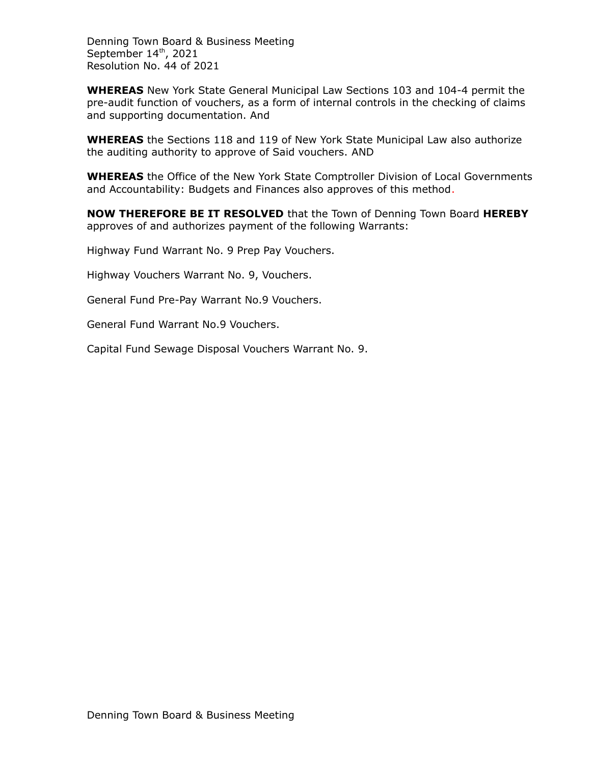Denning Town Board & Business Meeting
September 14th, 2021
Resolution No. 44 of 2021

**WHEREAS** New York State General Municipal Law Sections 103 and 104-4 permit the pre-audit function of vouchers, as a form of internal controls in the checking of claims and supporting documentation. And

**WHEREAS** the Sections 118 and 119 of New York State Municipal Law also authorize the auditing authority to approve of Said vouchers. AND

**WHEREAS** the Office of the New York State Comptroller Division of Local Governments and Accountability: Budgets and Finances also approves of this method.

**NOW THEREFORE BE IT RESOLVED** that the Town of Denning Town Board **HEREBY** approves of and authorizes payment of the following Warrants:

Highway Fund Warrant No. 9 Prep Pay Vouchers.

Highway Vouchers Warrant No. 9, Vouchers.

General Fund Pre-Pay Warrant No.9 Vouchers.

General Fund Warrant No.9 Vouchers.

Capital Fund Sewage Disposal Vouchers Warrant No. 9.

Denning Town Board & Business Meeting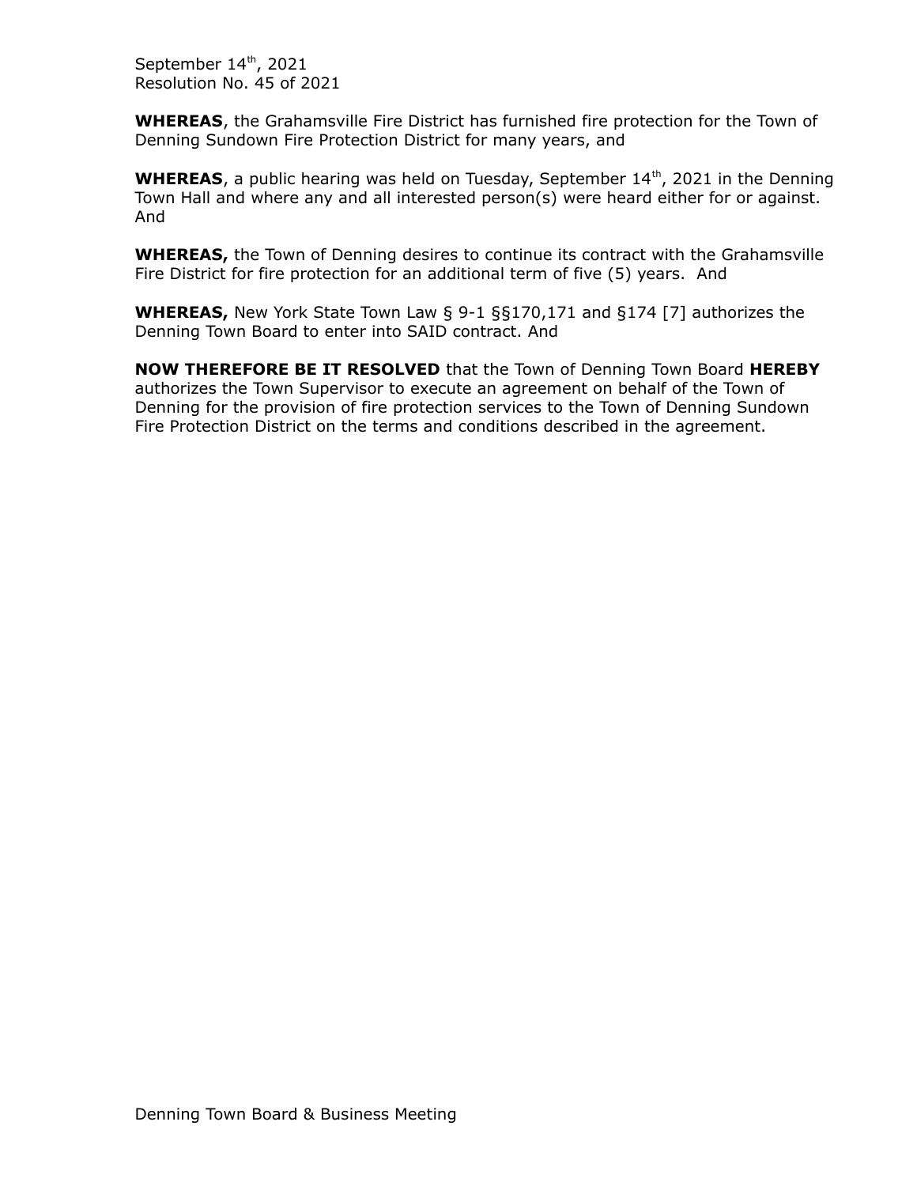September 14th, 2021
Resolution No. 45 of 2021

**WHEREAS**, the Grahamsville Fire District has furnished fire protection for the Town of Denning Sundown Fire Protection District for many years, and

**WHEREAS**, a public hearing was held on Tuesday, September 14th, 2021 in the Denning Town Hall and where any and all interested person(s) were heard either for or against. And

**WHEREAS,** the Town of Denning desires to continue its contract with the Grahamsville Fire District for fire protection for an additional term of five (5) years. And

**WHEREAS,** New York State Town Law § 9-1 §§170,171 and §174 [7] authorizes the Denning Town Board to enter into SAID contract. And

**NOW THEREFORE BE IT RESOLVED** that the Town of Denning Town Board **HEREBY** authorizes the Town Supervisor to execute an agreement on behalf of the Town of Denning for the provision of fire protection services to the Town of Denning Sundown Fire Protection District on the terms and conditions described in the agreement.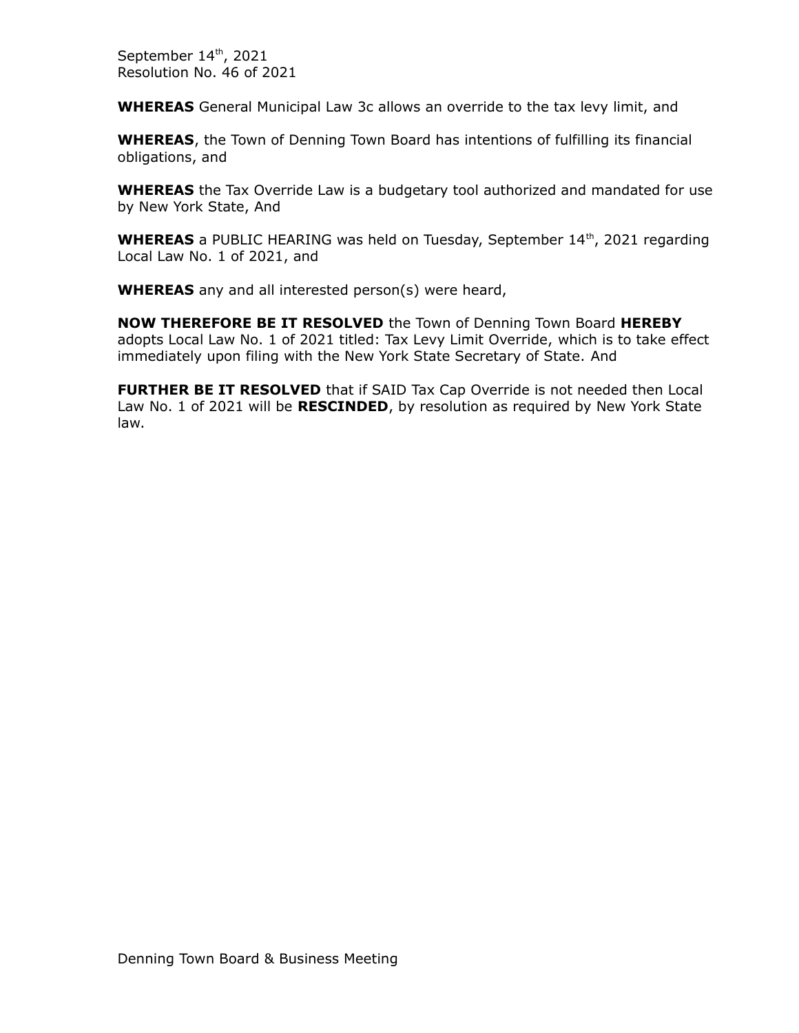September 14th, 2021
Resolution No. 46 of 2021

**WHEREAS** General Municipal Law 3c allows an override to the tax levy limit, and

**WHEREAS**, the Town of Denning Town Board has intentions of fulfilling its financial obligations, and

**WHEREAS** the Tax Override Law is a budgetary tool authorized and mandated for use by New York State, And

**WHEREAS** a PUBLIC HEARING was held on Tuesday, September 14th, 2021 regarding Local Law No. 1 of 2021, and

**WHEREAS** any and all interested person(s) were heard,

**NOW THEREFORE BE IT RESOLVED** the Town of Denning Town Board **HEREBY** adopts Local Law No. 1 of 2021 titled: Tax Levy Limit Override, which is to take effect immediately upon filing with the New York State Secretary of State. And

**FURTHER BE IT RESOLVED** that if SAID Tax Cap Override is not needed then Local Law No. 1 of 2021 will be **RESCINDED**, by resolution as required by New York State law.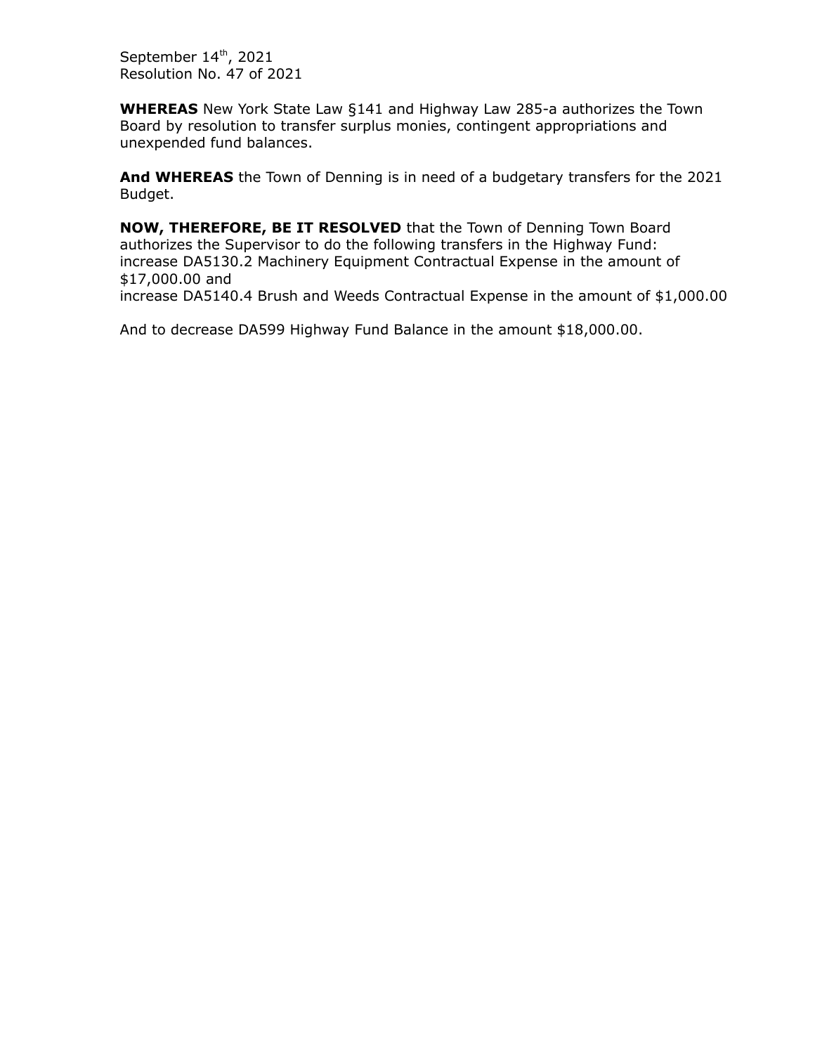September 14th, 2021
Resolution No. 47 of 2021

**WHEREAS** New York State Law §141 and Highway Law 285-a authorizes the Town Board by resolution to transfer surplus monies, contingent appropriations and unexpended fund balances.

**And WHEREAS** the Town of Denning is in need of a budgetary transfers for the 2021 Budget.

**NOW, THEREFORE, BE IT RESOLVED** that the Town of Denning Town Board authorizes the Supervisor to do the following transfers in the Highway Fund:
increase DA5130.2 Machinery Equipment Contractual Expense in the amount of $17,000.00 and
increase DA5140.4 Brush and Weeds Contractual Expense in the amount of $1,000.00

And to decrease DA599 Highway Fund Balance in the amount $18,000.00.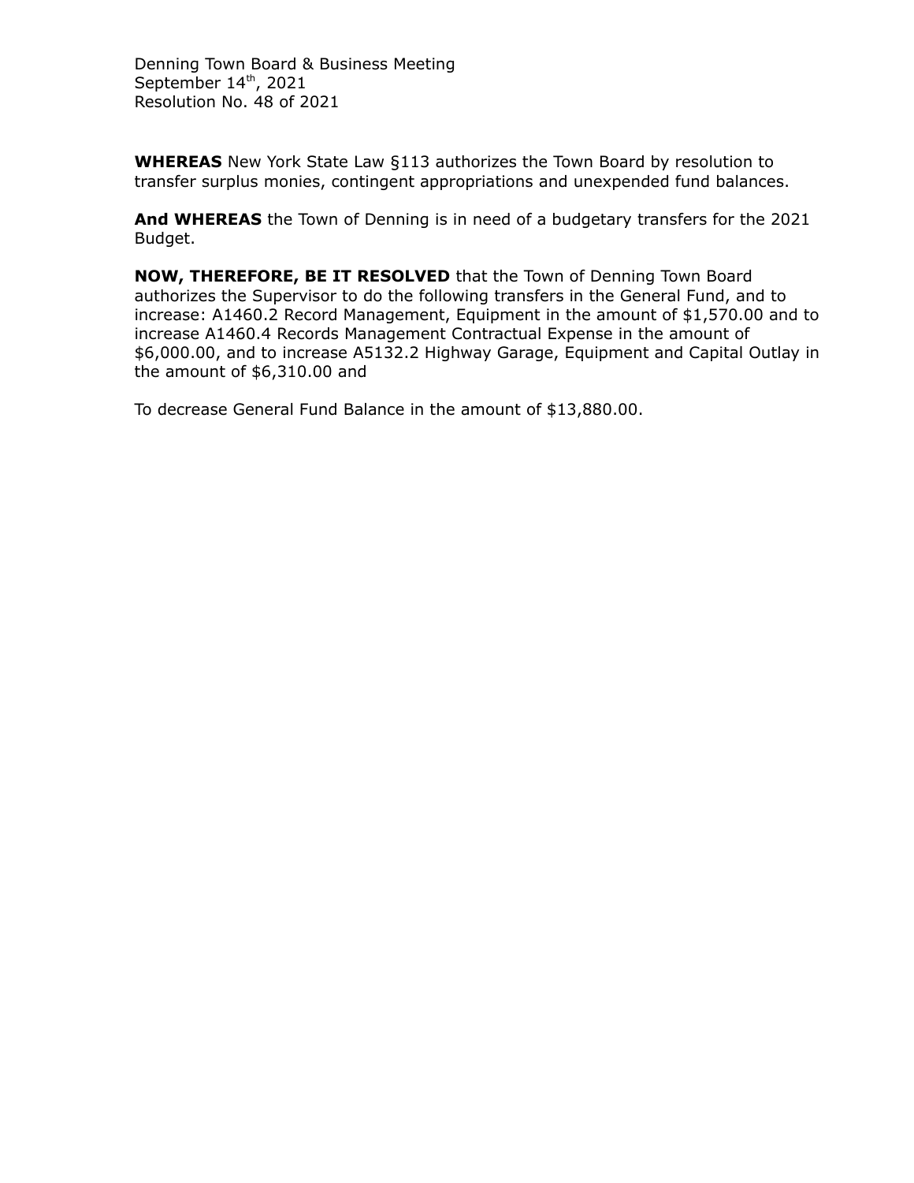Denning Town Board & Business Meeting
September 14th, 2021
Resolution No. 48 of 2021

**WHEREAS** New York State Law §113 authorizes the Town Board by resolution to transfer surplus monies, contingent appropriations and unexpended fund balances.

**And WHEREAS** the Town of Denning is in need of a budgetary transfers for the 2021 Budget.

**NOW, THEREFORE, BE IT RESOLVED** that the Town of Denning Town Board authorizes the Supervisor to do the following transfers in the General Fund, and to increase: A1460.2 Record Management, Equipment in the amount of $1,570.00 and to increase A1460.4 Records Management Contractual Expense in the amount of $6,000.00, and to increase A5132.2 Highway Garage, Equipment and Capital Outlay in the amount of $6,310.00 and

To decrease General Fund Balance in the amount of $13,880.00.